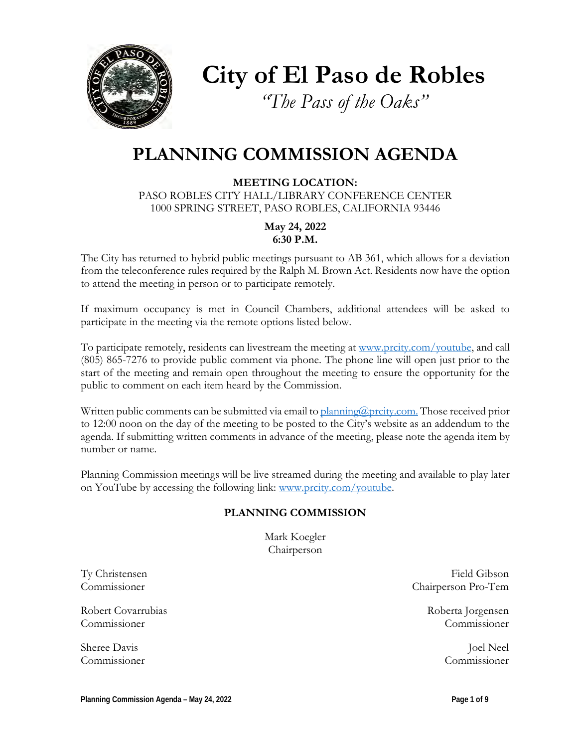# City of El Paso de Robles

*"The Pass of the Oaks"*

# PLANNING COMMISSION AGENDA

**MEETING LOCATION:**
PASO ROBLES CITY HALL/LIBRARY CONFERENCE CENTER
1000 SPRING STREET, PASO ROBLES, CALIFORNIA 93446

**May 24, 2022**
**6:30 P.M.**

The City has returned to hybrid public meetings pursuant to AB 361, which allows for a deviation from the teleconference rules required by the Ralph M. Brown Act. Residents now have the option to attend the meeting in person or to participate remotely.

If maximum occupancy is met in Council Chambers, additional attendees will be asked to participate in the meeting via the remote options listed below.

To participate remotely, residents can livestream the meeting at www.prcity.com/youtube, and call (805) 865-7276 to provide public comment via phone. The phone line will open just prior to the start of the meeting and remain open throughout the meeting to ensure the opportunity for the public to comment on each item heard by the Commission.

Written public comments can be submitted via email to planning@prcity.com. Those received prior to 12:00 noon on the day of the meeting to be posted to the City's website as an addendum to the agenda. If submitting written comments in advance of the meeting, please note the agenda item by number or name.

Planning Commission meetings will be live streamed during the meeting and available to play later on YouTube by accessing the following link: www.prcity.com/youtube.

## PLANNING COMMISSION

Mark Koegler
Chairperson

Ty Christensen
Commissioner

Field Gibson
Chairperson Pro-Tem

Robert Covarrubias
Commissioner

Roberta Jorgensen
Commissioner

Sheree Davis
Commissioner

Joel Neel
Commissioner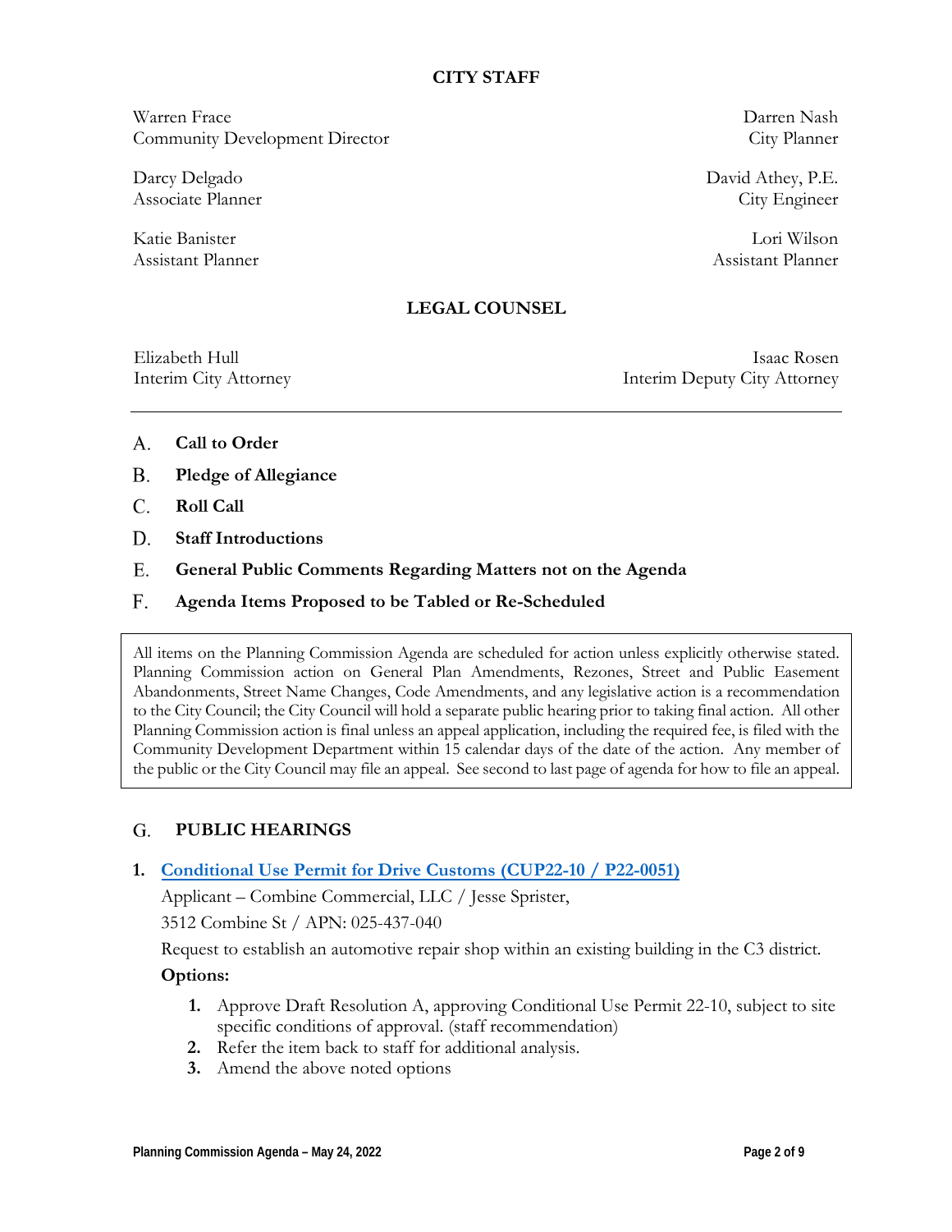## CITY STAFF

Warren Frace
Community Development Director

Darren Nash
City Planner

Darcy Delgado
Associate Planner

David Athey, P.E.
City Engineer

Katie Banister
Assistant Planner

Lori Wilson
Assistant Planner

## LEGAL COUNSEL

Elizabeth Hull
Interim City Attorney

Isaac Rosen
Interim Deputy City Attorney

---

A. **Call to Order**

B. **Pledge of Allegiance**

C. **Roll Call**

D. **Staff Introductions**

E. **General Public Comments Regarding Matters not on the Agenda**

F. **Agenda Items Proposed to be Tabled or Re-Scheduled**

> All items on the Planning Commission Agenda are scheduled for action unless explicitly otherwise stated. Planning Commission action on General Plan Amendments, Rezones, Street and Public Easement Abandonments, Street Name Changes, Code Amendments, and any legislative action is a recommendation to the City Council; the City Council will hold a separate public hearing prior to taking final action. All other Planning Commission action is final unless an appeal application, including the required fee, is filed with the Community Development Department within 15 calendar days of the date of the action. Any member of the public or the City Council may file an appeal. See second to last page of agenda for how to file an appeal.

## G. PUBLIC HEARINGS

**1. Conditional Use Permit for Drive Customs (CUP22-10 / P22-0051)**

Applicant – Combine Commercial, LLC / Jesse Sprister,

3512 Combine St / APN: 025-437-040

Request to establish an automotive repair shop within an existing building in the C3 district.

**Options:**

1. Approve Draft Resolution A, approving Conditional Use Permit 22-10, subject to site specific conditions of approval. (staff recommendation)
2. Refer the item back to staff for additional analysis.
3. Amend the above noted options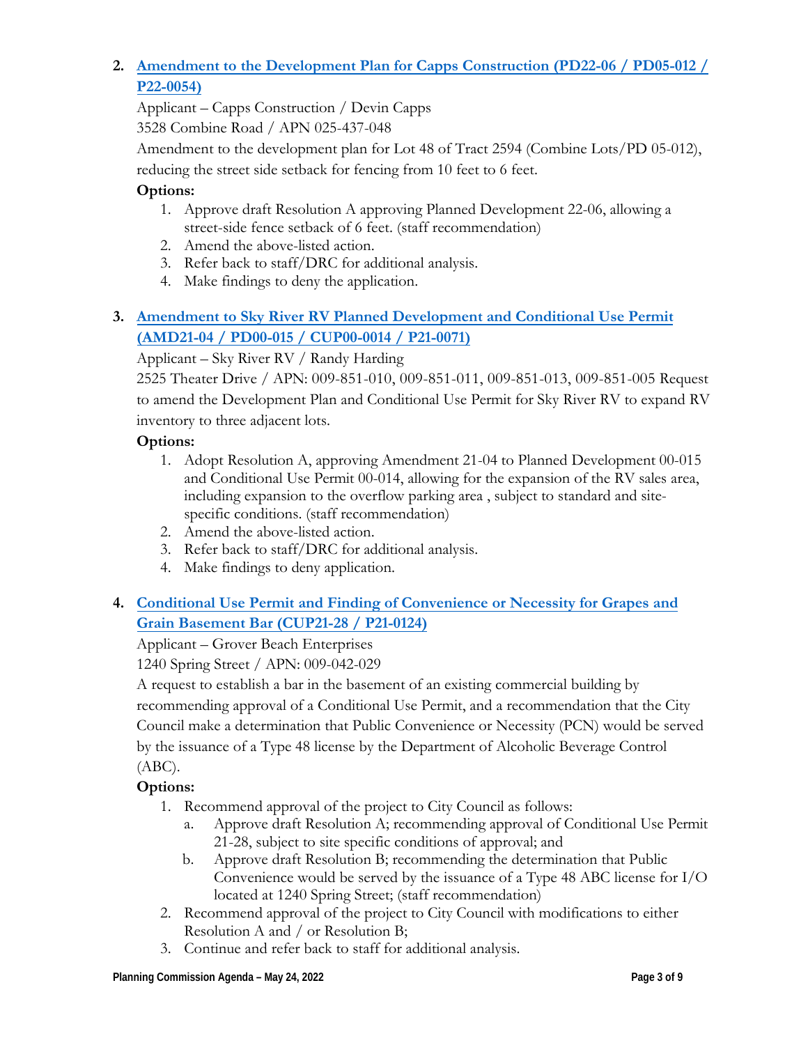2. **Amendment to the Development Plan for Capps Construction (PD22-06 / PD05-012 / P22-0054)**

   Applicant – Capps Construction / Devin Capps

   3528 Combine Road / APN 025-437-048

   Amendment to the development plan for Lot 48 of Tract 2594 (Combine Lots/PD 05-012), reducing the street side setback for fencing from 10 feet to 6 feet.

   **Options:**

   1. Approve draft Resolution A approving Planned Development 22-06, allowing a street-side fence setback of 6 feet. (staff recommendation)
   2. Amend the above-listed action.
   3. Refer back to staff/DRC for additional analysis.
   4. Make findings to deny the application.

3. **Amendment to Sky River RV Planned Development and Conditional Use Permit (AMD21-04 / PD00-015 / CUP00-0014 / P21-0071)**

   Applicant – Sky River RV / Randy Harding

   2525 Theater Drive / APN: 009-851-010, 009-851-011, 009-851-013, 009-851-005 Request to amend the Development Plan and Conditional Use Permit for Sky River RV to expand RV inventory to three adjacent lots.

   **Options:**

   1. Adopt Resolution A, approving Amendment 21-04 to Planned Development 00-015 and Conditional Use Permit 00-014, allowing for the expansion of the RV sales area, including expansion to the overflow parking area , subject to standard and site-specific conditions. (staff recommendation)
   2. Amend the above-listed action.
   3. Refer back to staff/DRC for additional analysis.
   4. Make findings to deny application.

4. **Conditional Use Permit and Finding of Convenience or Necessity for Grapes and Grain Basement Bar (CUP21-28 / P21-0124)**

   Applicant – Grover Beach Enterprises

   1240 Spring Street / APN: 009-042-029

   A request to establish a bar in the basement of an existing commercial building by recommending approval of a Conditional Use Permit, and a recommendation that the City Council make a determination that Public Convenience or Necessity (PCN) would be served by the issuance of a Type 48 license by the Department of Alcoholic Beverage Control (ABC).

   **Options:**

   1. Recommend approval of the project to City Council as follows:
      a. Approve draft Resolution A; recommending approval of Conditional Use Permit 21-28, subject to site specific conditions of approval; and
      b. Approve draft Resolution B; recommending the determination that Public Convenience would be served by the issuance of a Type 48 ABC license for I/O located at 1240 Spring Street; (staff recommendation)
   2. Recommend approval of the project to City Council with modifications to either Resolution A and / or Resolution B;
   3. Continue and refer back to staff for additional analysis.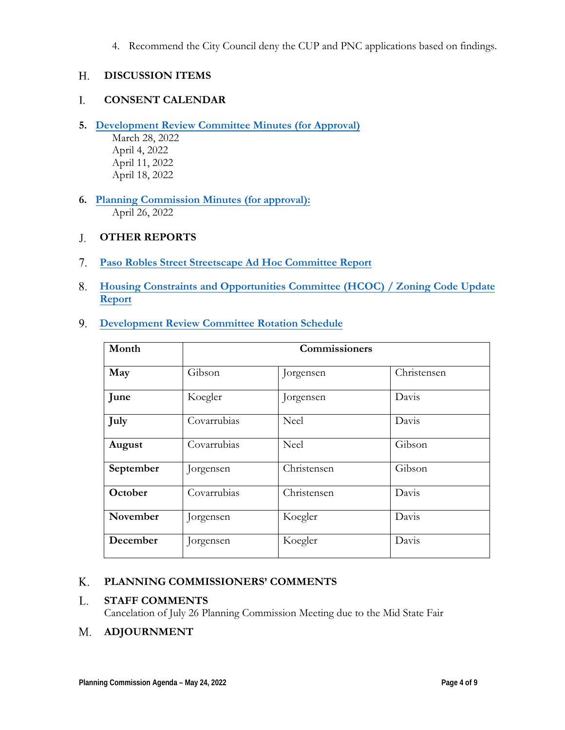4. Recommend the City Council deny the CUP and PNC applications based on findings.

## H. DISCUSSION ITEMS

## I. CONSENT CALENDAR

**5. Development Review Committee Minutes (for Approval)**

March 28, 2022
April 4, 2022
April 11, 2022
April 18, 2022

**6. Planning Commission Minutes (for approval):**

April 26, 2022

## J. OTHER REPORTS

7. **Paso Robles Street Streetscape Ad Hoc Committee Report**

8. **Housing Constraints and Opportunities Committee (HCOC) / Zoning Code Update Report**

9. **Development Review Committee Rotation Schedule**

| Month | Commissioners | | |
|---|---|---|---|
| **May** | Gibson | Jorgensen | Christensen |
| **June** | Koegler | Jorgensen | Davis |
| **July** | Covarrubias | Neel | Davis |
| **August** | Covarrubias | Neel | Gibson |
| **September** | Jorgensen | Christensen | Gibson |
| **October** | Covarrubias | Christensen | Davis |
| **November** | Jorgensen | Koegler | Davis |
| **December** | Jorgensen | Koegler | Davis |

## K. PLANNING COMMISSIONERS' COMMENTS

## L. STAFF COMMENTS

Cancelation of July 26 Planning Commission Meeting due to the Mid State Fair

## M. ADJOURNMENT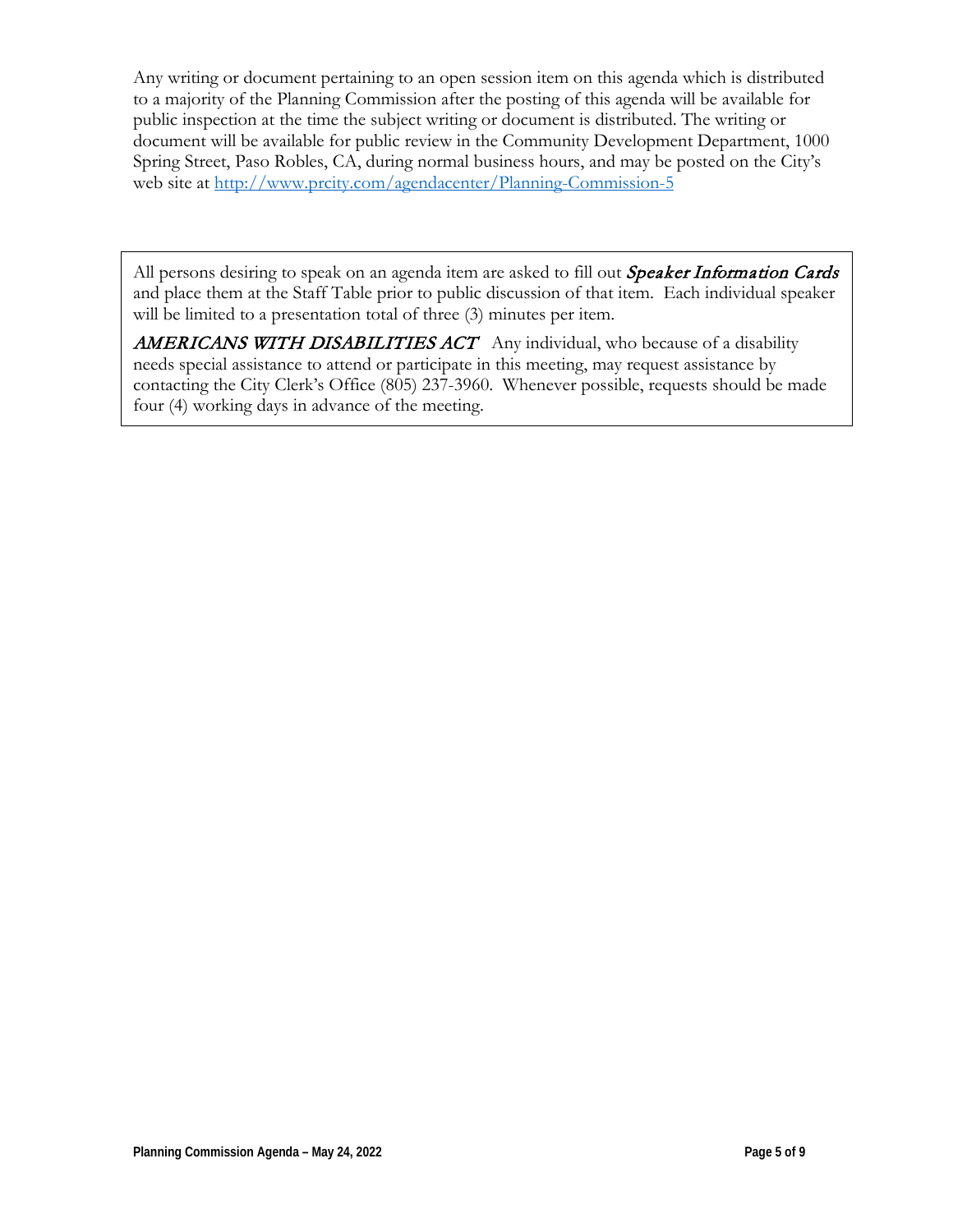Any writing or document pertaining to an open session item on this agenda which is distributed to a majority of the Planning Commission after the posting of this agenda will be available for public inspection at the time the subject writing or document is distributed. The writing or document will be available for public review in the Community Development Department, 1000 Spring Street, Paso Robles, CA, during normal business hours, and may be posted on the City's web site at [http://www.prcity.com/agendacenter/Planning-Commission-5](http://www.prcity.com/agendacenter/Planning-Commission-5)

All persons desiring to speak on an agenda item are asked to fill out ***Speaker Information Cards*** and place them at the Staff Table prior to public discussion of that item. Each individual speaker will be limited to a presentation total of three (3) minutes per item.

***AMERICANS WITH DISABILITIES ACT*** Any individual, who because of a disability needs special assistance to attend or participate in this meeting, may request assistance by contacting the City Clerk's Office (805) 237-3960. Whenever possible, requests should be made four (4) working days in advance of the meeting.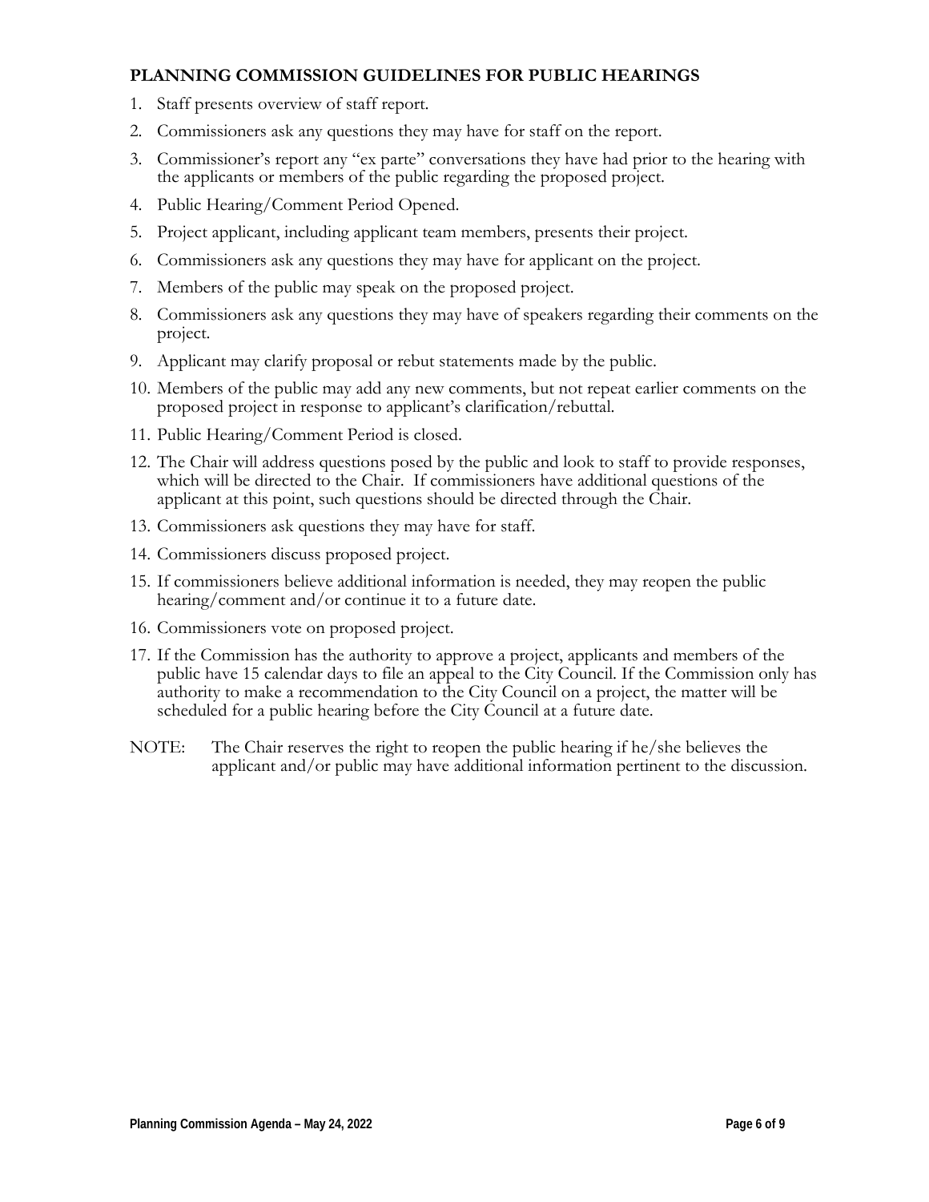## PLANNING COMMISSION GUIDELINES FOR PUBLIC HEARINGS

1. Staff presents overview of staff report.
2. Commissioners ask any questions they may have for staff on the report.
3. Commissioner's report any "ex parte" conversations they have had prior to the hearing with the applicants or members of the public regarding the proposed project.
4. Public Hearing/Comment Period Opened.
5. Project applicant, including applicant team members, presents their project.
6. Commissioners ask any questions they may have for applicant on the project.
7. Members of the public may speak on the proposed project.
8. Commissioners ask any questions they may have of speakers regarding their comments on the project.
9. Applicant may clarify proposal or rebut statements made by the public.
10. Members of the public may add any new comments, but not repeat earlier comments on the proposed project in response to applicant's clarification/rebuttal.
11. Public Hearing/Comment Period is closed.
12. The Chair will address questions posed by the public and look to staff to provide responses, which will be directed to the Chair. If commissioners have additional questions of the applicant at this point, such questions should be directed through the Chair.
13. Commissioners ask questions they may have for staff.
14. Commissioners discuss proposed project.
15. If commissioners believe additional information is needed, they may reopen the public hearing/comment and/or continue it to a future date.
16. Commissioners vote on proposed project.
17. If the Commission has the authority to approve a project, applicants and members of the public have 15 calendar days to file an appeal to the City Council. If the Commission only has authority to make a recommendation to the City Council on a project, the matter will be scheduled for a public hearing before the City Council at a future date.

NOTE: The Chair reserves the right to reopen the public hearing if he/she believes the applicant and/or public may have additional information pertinent to the discussion.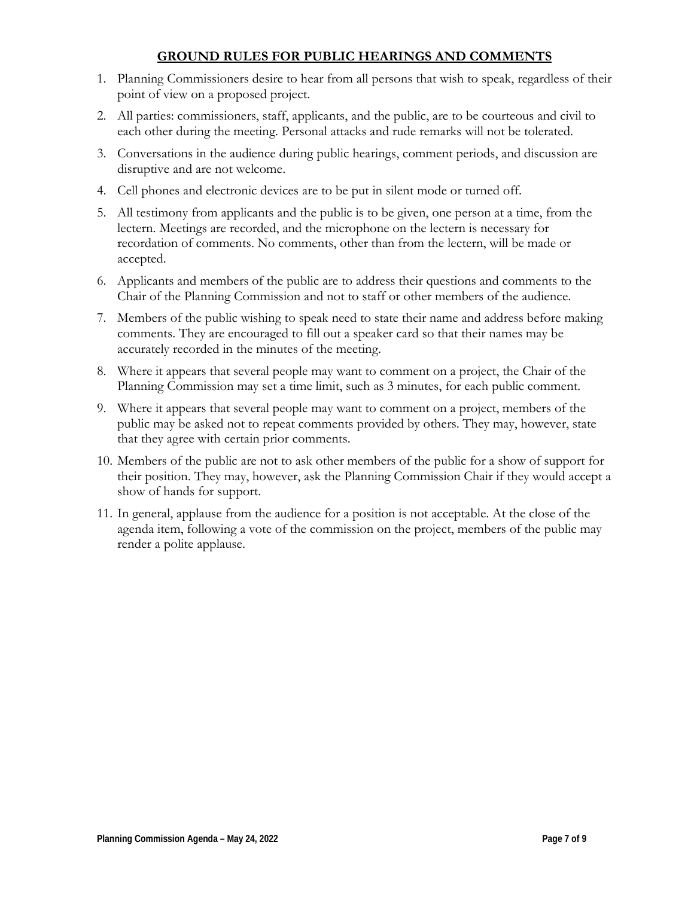## GROUND RULES FOR PUBLIC HEARINGS AND COMMENTS

1. Planning Commissioners desire to hear from all persons that wish to speak, regardless of their point of view on a proposed project.
2. All parties: commissioners, staff, applicants, and the public, are to be courteous and civil to each other during the meeting. Personal attacks and rude remarks will not be tolerated.
3. Conversations in the audience during public hearings, comment periods, and discussion are disruptive and are not welcome.
4. Cell phones and electronic devices are to be put in silent mode or turned off.
5. All testimony from applicants and the public is to be given, one person at a time, from the lectern. Meetings are recorded, and the microphone on the lectern is necessary for recordation of comments. No comments, other than from the lectern, will be made or accepted.
6. Applicants and members of the public are to address their questions and comments to the Chair of the Planning Commission and not to staff or other members of the audience.
7. Members of the public wishing to speak need to state their name and address before making comments. They are encouraged to fill out a speaker card so that their names may be accurately recorded in the minutes of the meeting.
8. Where it appears that several people may want to comment on a project, the Chair of the Planning Commission may set a time limit, such as 3 minutes, for each public comment.
9. Where it appears that several people may want to comment on a project, members of the public may be asked not to repeat comments provided by others. They may, however, state that they agree with certain prior comments.
10. Members of the public are not to ask other members of the public for a show of support for their position. They may, however, ask the Planning Commission Chair if they would accept a show of hands for support.
11. In general, applause from the audience for a position is not acceptable. At the close of the agenda item, following a vote of the commission on the project, members of the public may render a polite applause.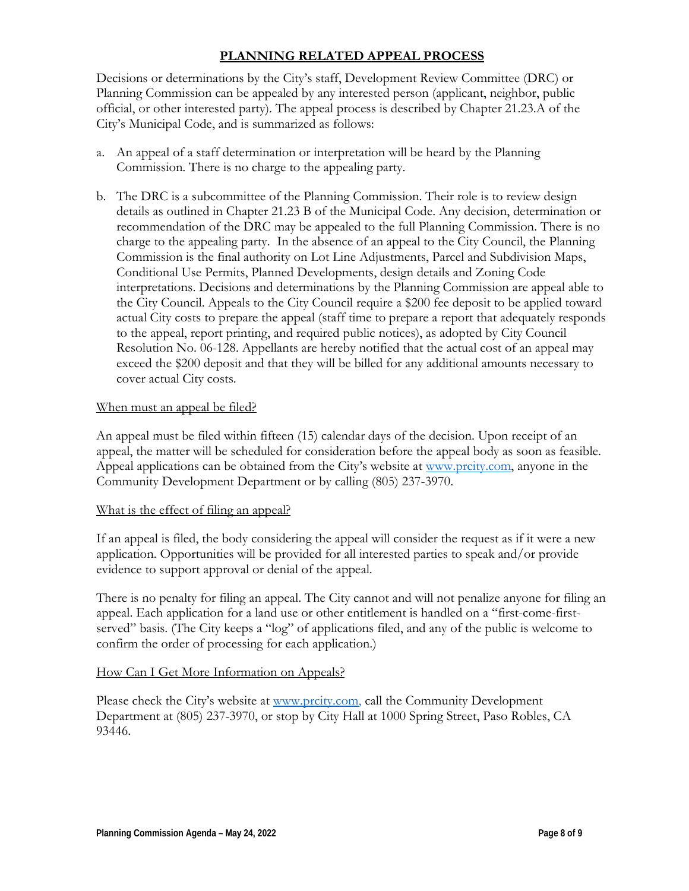# PLANNING RELATED APPEAL PROCESS

Decisions or determinations by the City's staff, Development Review Committee (DRC) or Planning Commission can be appealed by any interested person (applicant, neighbor, public official, or other interested party). The appeal process is described by Chapter 21.23.A of the City's Municipal Code, and is summarized as follows:

a. An appeal of a staff determination or interpretation will be heard by the Planning Commission. There is no charge to the appealing party.

b. The DRC is a subcommittee of the Planning Commission. Their role is to review design details as outlined in Chapter 21.23 B of the Municipal Code. Any decision, determination or recommendation of the DRC may be appealed to the full Planning Commission. There is no charge to the appealing party. In the absence of an appeal to the City Council, the Planning Commission is the final authority on Lot Line Adjustments, Parcel and Subdivision Maps, Conditional Use Permits, Planned Developments, design details and Zoning Code interpretations. Decisions and determinations by the Planning Commission are appeal able to the City Council. Appeals to the City Council require a $200 fee deposit to be applied toward actual City costs to prepare the appeal (staff time to prepare a report that adequately responds to the appeal, report printing, and required public notices), as adopted by City Council Resolution No. 06-128. Appellants are hereby notified that the actual cost of an appeal may exceed the $200 deposit and that they will be billed for any additional amounts necessary to cover actual City costs.

## When must an appeal be filed?

An appeal must be filed within fifteen (15) calendar days of the decision. Upon receipt of an appeal, the matter will be scheduled for consideration before the appeal body as soon as feasible. Appeal applications can be obtained from the City's website at [www.prcity.com](http://www.prcity.com), anyone in the Community Development Department or by calling (805) 237-3970.

## What is the effect of filing an appeal?

If an appeal is filed, the body considering the appeal will consider the request as if it were a new application. Opportunities will be provided for all interested parties to speak and/or provide evidence to support approval or denial of the appeal.

There is no penalty for filing an appeal. The City cannot and will not penalize anyone for filing an appeal. Each application for a land use or other entitlement is handled on a "first-come-first-served" basis. (The City keeps a "log" of applications filed, and any of the public is welcome to confirm the order of processing for each application.)

## How Can I Get More Information on Appeals?

Please check the City's website at [www.prcity.com,](http://www.prcity.com) call the Community Development Department at (805) 237-3970, or stop by City Hall at 1000 Spring Street, Paso Robles, CA 93446.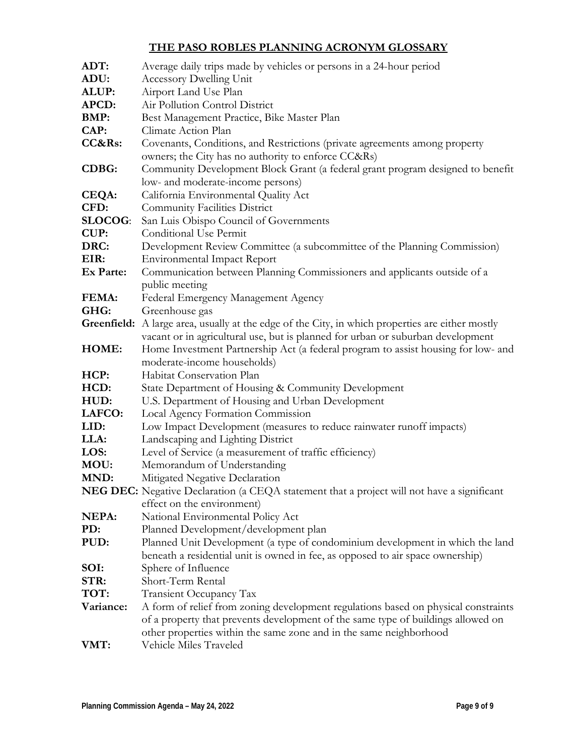## THE PASO ROBLES PLANNING ACRONYM GLOSSARY

**ADT:** Average daily trips made by vehicles or persons in a 24-hour period

**ADU:** Accessory Dwelling Unit

**ALUP:** Airport Land Use Plan

**APCD:** Air Pollution Control District

**BMP:** Best Management Practice, Bike Master Plan

**CAP:** Climate Action Plan

**CC&Rs:** Covenants, Conditions, and Restrictions (private agreements among property owners; the City has no authority to enforce CC&Rs)

**CDBG:** Community Development Block Grant (a federal grant program designed to benefit low- and moderate-income persons)

**CEQA:** California Environmental Quality Act

**CFD:** Community Facilities District

**SLOCOG**: San Luis Obispo Council of Governments

**CUP:** Conditional Use Permit

**DRC:** Development Review Committee (a subcommittee of the Planning Commission)

**EIR:** Environmental Impact Report

**Ex Parte:** Communication between Planning Commissioners and applicants outside of a public meeting

**FEMA:** Federal Emergency Management Agency

**GHG:** Greenhouse gas

**Greenfield:** A large area, usually at the edge of the City, in which properties are either mostly vacant or in agricultural use, but is planned for urban or suburban development

**HOME:** Home Investment Partnership Act (a federal program to assist housing for low- and moderate-income households)

**HCP:** Habitat Conservation Plan

**HCD:** State Department of Housing & Community Development

**HUD:** U.S. Department of Housing and Urban Development

**LAFCO:** Local Agency Formation Commission

**LID:** Low Impact Development (measures to reduce rainwater runoff impacts)

**LLA:** Landscaping and Lighting District

**LOS:** Level of Service (a measurement of traffic efficiency)

**MOU:** Memorandum of Understanding

**MND:** Mitigated Negative Declaration

**NEG DEC:** Negative Declaration (a CEQA statement that a project will not have a significant effect on the environment)

**NEPA:** National Environmental Policy Act

**PD:** Planned Development/development plan

**PUD:** Planned Unit Development (a type of condominium development in which the land beneath a residential unit is owned in fee, as opposed to air space ownership)

**SOI:** Sphere of Influence

**STR:** Short-Term Rental

**TOT:** Transient Occupancy Tax

**Variance:** A form of relief from zoning development regulations based on physical constraints of a property that prevents development of the same type of buildings allowed on other properties within the same zone and in the same neighborhood

**VMT:** Vehicle Miles Traveled